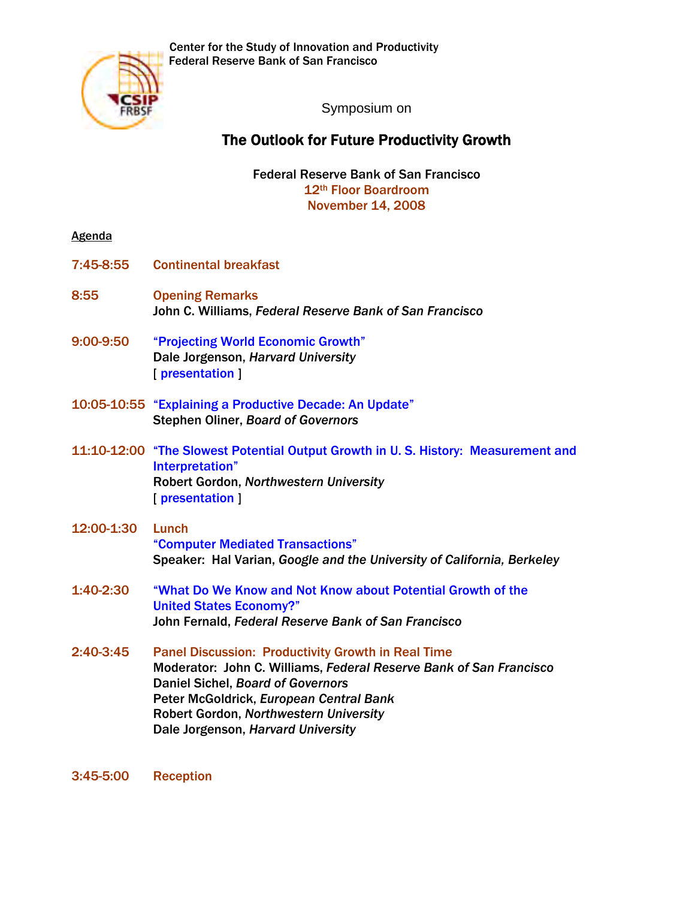Center for the Study of Innovation and Productivity
Federal Reserve Bank of San Francisco

Symposium on

# The Outlook for Future Productivity Growth

Federal Reserve Bank of San Francisco
12th Floor Boardroom
November 14, 2008

Agenda

**7:45-8:55** **Continental breakfast**

**8:55** **Opening Remarks**
**John C. Williams,** ***Federal Reserve Bank of San Francisco***

**9:00-9:50** **"Projecting World Economic Growth"**
**Dale Jorgenson,** ***Harvard University***
[ presentation ]

**10:05-10:55** **"Explaining a Productive Decade: An Update"**
**Stephen Oliner,** ***Board of Governors***

**11:10-12:00** **"The Slowest Potential Output Growth in U. S. History: Measurement and Interpretation"**
**Robert Gordon,** ***Northwestern University***
[ presentation ]

**12:00-1:30** **Lunch**
**"Computer Mediated Transactions"**
**Speaker: Hal Varian,** ***Google and the University of California, Berkeley***

**1:40-2:30** **"What Do We Know and Not Know about Potential Growth of the United States Economy?"**
**John Fernald,** ***Federal Reserve Bank of San Francisco***

**2:40-3:45** **Panel Discussion: Productivity Growth in Real Time**
**Moderator: John C. Williams,** ***Federal Reserve Bank of San Francisco***
**Daniel Sichel,** ***Board of Governors***
**Peter McGoldrick,** ***European Central Bank***
**Robert Gordon,** ***Northwestern University***
**Dale Jorgenson,** ***Harvard University***

**3:45-5:00** **Reception**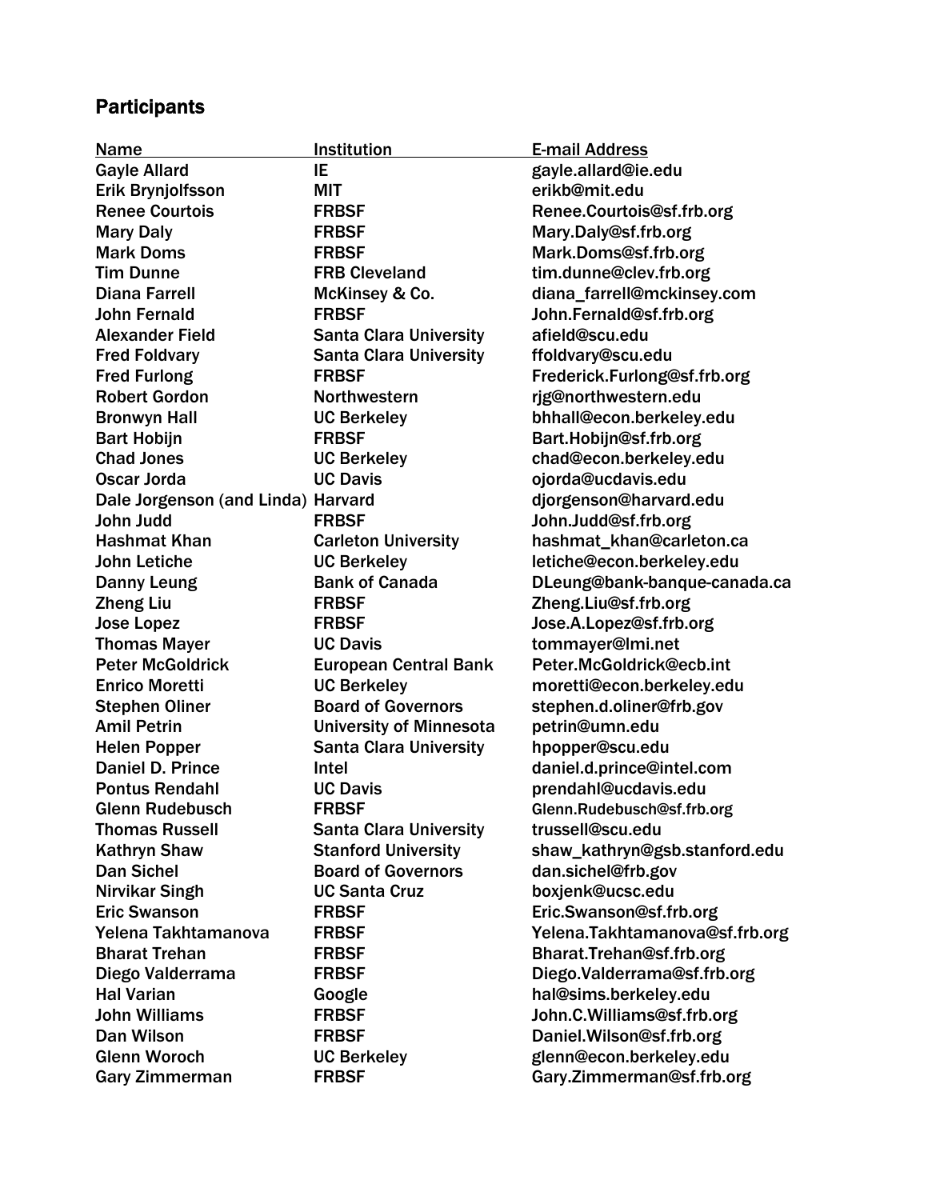## Participants

| Name | Institution | E-mail Address |
| --- | --- | --- |
| Gayle Allard | IE | gayle.allard@ie.edu |
| Erik Brynjolfsson | MIT | erikb@mit.edu |
| Renee Courtois | FRBSF | Renee.Courtois@sf.frb.org |
| Mary Daly | FRBSF | Mary.Daly@sf.frb.org |
| Mark Doms | FRBSF | Mark.Doms@sf.frb.org |
| Tim Dunne | FRB Cleveland | tim.dunne@clev.frb.org |
| Diana Farrell | McKinsey & Co. | diana_farrell@mckinsey.com |
| John Fernald | FRBSF | John.Fernald@sf.frb.org |
| Alexander Field | Santa Clara University | afield@scu.edu |
| Fred Foldvary | Santa Clara University | ffoldvary@scu.edu |
| Fred Furlong | FRBSF | Frederick.Furlong@sf.frb.org |
| Robert Gordon | Northwestern | rjg@northwestern.edu |
| Bronwyn Hall | UC Berkeley | bhhall@econ.berkeley.edu |
| Bart Hobijn | FRBSF | Bart.Hobijn@sf.frb.org |
| Chad Jones | UC Berkeley | chad@econ.berkeley.edu |
| Oscar Jorda | UC Davis | ojorda@ucdavis.edu |
| Dale Jorgenson (and Linda) | Harvard | djorgenson@harvard.edu |
| John Judd | FRBSF | John.Judd@sf.frb.org |
| Hashmat Khan | Carleton University | hashmat_khan@carleton.ca |
| John Letiche | UC Berkeley | letiche@econ.berkeley.edu |
| Danny Leung | Bank of Canada | DLeung@bank-banque-canada.ca |
| Zheng Liu | FRBSF | Zheng.Liu@sf.frb.org |
| Jose Lopez | FRBSF | Jose.A.Lopez@sf.frb.org |
| Thomas Mayer | UC Davis | tommayer@lmi.net |
| Peter McGoldrick | European Central Bank | Peter.McGoldrick@ecb.int |
| Enrico Moretti | UC Berkeley | moretti@econ.berkeley.edu |
| Stephen Oliner | Board of Governors | stephen.d.oliner@frb.gov |
| Amil Petrin | University of Minnesota | petrin@umn.edu |
| Helen Popper | Santa Clara University | hpopper@scu.edu |
| Daniel D. Prince | Intel | daniel.d.prince@intel.com |
| Pontus Rendahl | UC Davis | prendahl@ucdavis.edu |
| Glenn Rudebusch | FRBSF | Glenn.Rudebusch@sf.frb.org |
| Thomas Russell | Santa Clara University | trussell@scu.edu |
| Kathryn Shaw | Stanford University | shaw_kathryn@gsb.stanford.edu |
| Dan Sichel | Board of Governors | dan.sichel@frb.gov |
| Nirvikar Singh | UC Santa Cruz | boxjenk@ucsc.edu |
| Eric Swanson | FRBSF | Eric.Swanson@sf.frb.org |
| Yelena Takhtamanova | FRBSF | Yelena.Takhtamanova@sf.frb.org |
| Bharat Trehan | FRBSF | Bharat.Trehan@sf.frb.org |
| Diego Valderrama | FRBSF | Diego.Valderrama@sf.frb.org |
| Hal Varian | Google | hal@sims.berkeley.edu |
| John Williams | FRBSF | John.C.Williams@sf.frb.org |
| Dan Wilson | FRBSF | Daniel.Wilson@sf.frb.org |
| Glenn Woroch | UC Berkeley | glenn@econ.berkeley.edu |
| Gary Zimmerman | FRBSF | Gary.Zimmerman@sf.frb.org |